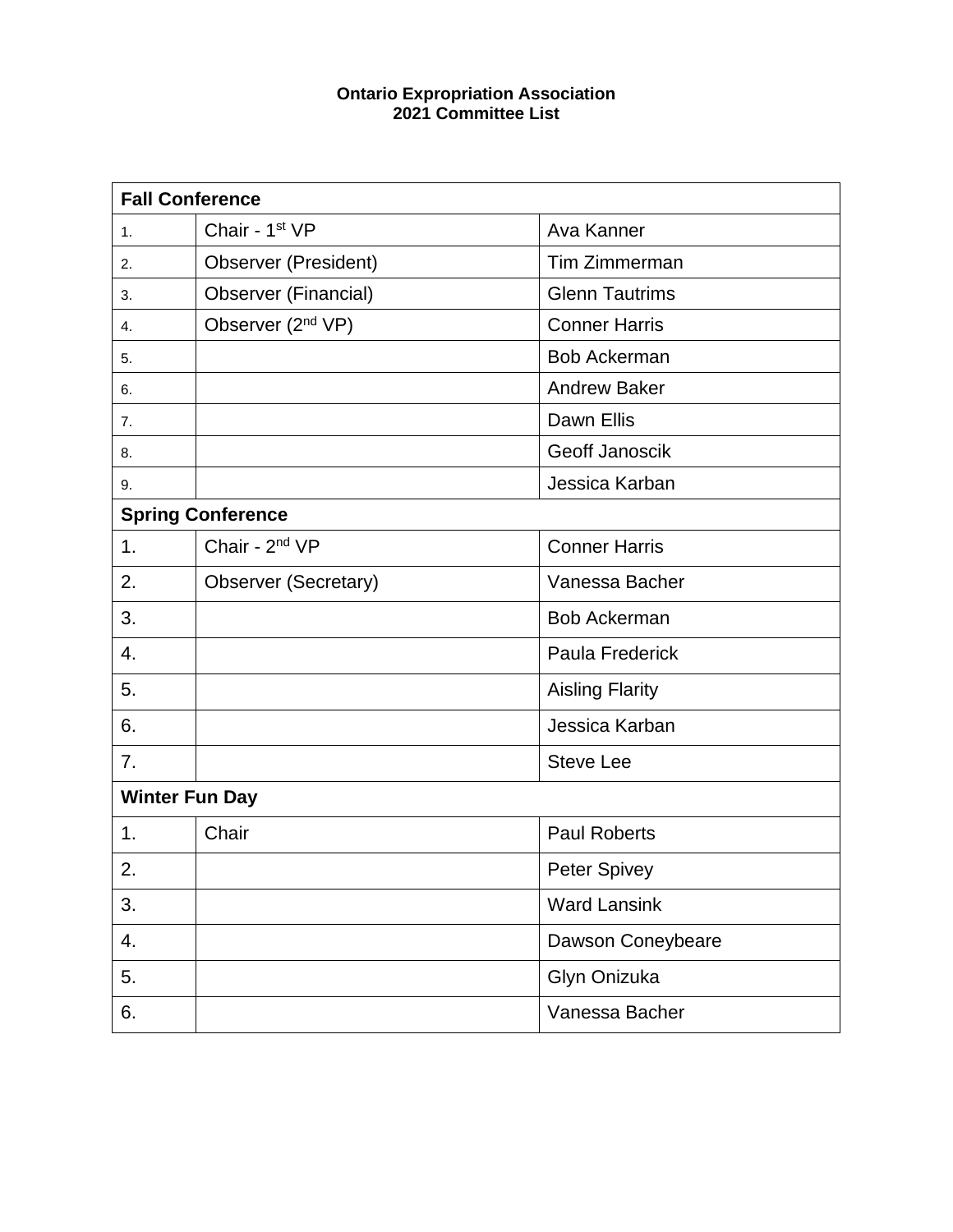**Ontario Expropriation Association**
**2021 Committee List**

| **Fall Conference** | | |
|---|---|---|
| 1. | Chair - 1st VP | Ava Kanner |
| 2. | Observer (President) | Tim Zimmerman |
| 3. | Observer (Financial) | Glenn Tautrims |
| 4. | Observer (2nd VP) | Conner Harris |
| 5. | | Bob Ackerman |
| 6. | | Andrew Baker |
| 7. | | Dawn Ellis |
| 8. | | Geoff Janoscik |
| 9. | | Jessica Karban |
| **Spring Conference** | | |
| 1. | Chair - 2nd VP | Conner Harris |
| 2. | Observer (Secretary) | Vanessa Bacher |
| 3. | | Bob Ackerman |
| 4. | | Paula Frederick |
| 5. | | Aisling Flarity |
| 6. | | Jessica Karban |
| 7. | | Steve Lee |
| **Winter Fun Day** | | |
| 1. | Chair | Paul Roberts |
| 2. | | Peter Spivey |
| 3. | | Ward Lansink |
| 4. | | Dawson Coneybeare |
| 5. | | Glyn Onizuka |
| 6. | | Vanessa Bacher |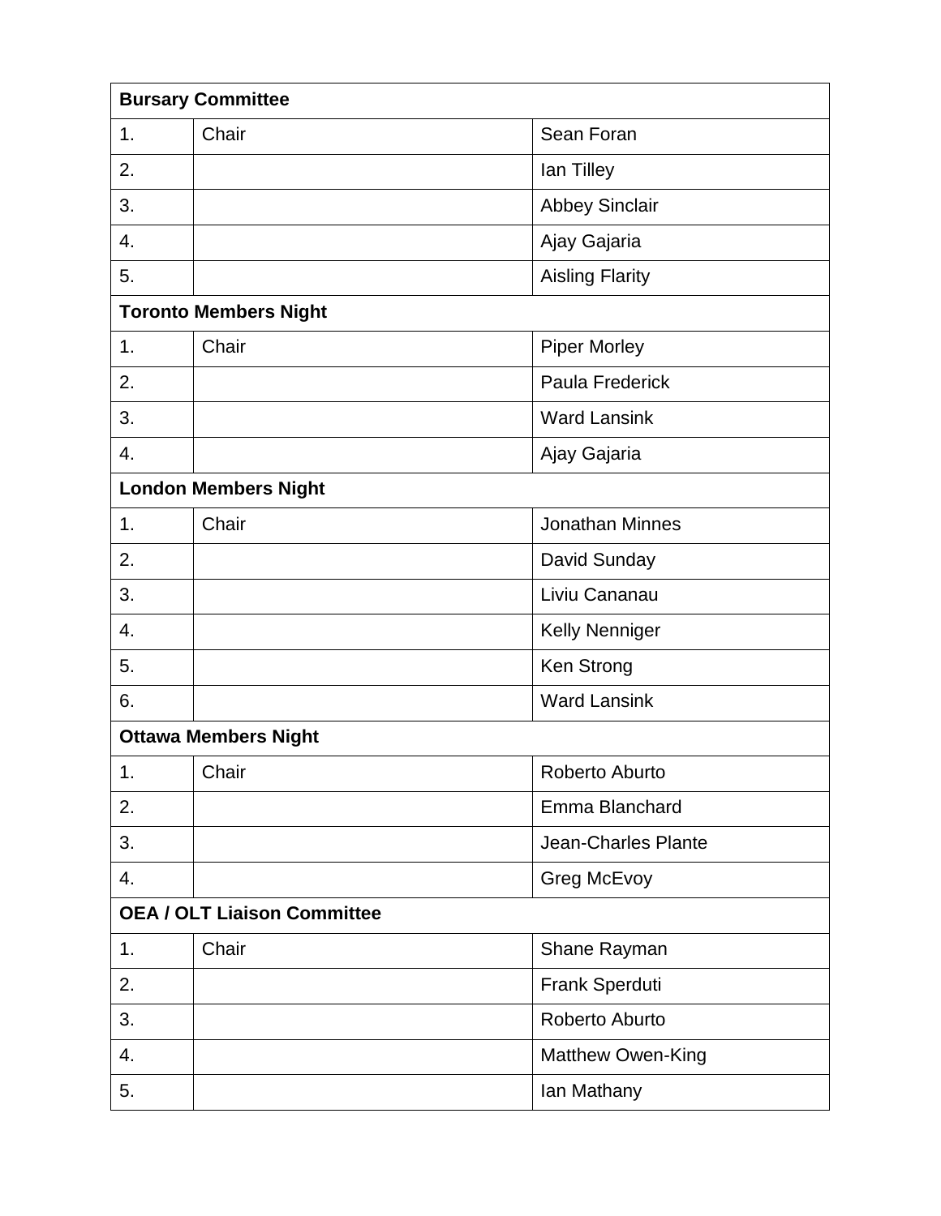| **Bursary Committee** | | |
|---|---|---|
| 1. | Chair | Sean Foran |
| 2. | | Ian Tilley |
| 3. | | Abbey Sinclair |
| 4. | | Ajay Gajaria |
| 5. | | Aisling Flarity |
| **Toronto Members Night** | | |
| 1. | Chair | Piper Morley |
| 2. | | Paula Frederick |
| 3. | | Ward Lansink |
| 4. | | Ajay Gajaria |
| **London Members Night** | | |
| 1. | Chair | Jonathan Minnes |
| 2. | | David Sunday |
| 3. | | Liviu Cananau |
| 4. | | Kelly Nenniger |
| 5. | | Ken Strong |
| 6. | | Ward Lansink |
| **Ottawa Members Night** | | |
| 1. | Chair | Roberto Aburto |
| 2. | | Emma Blanchard |
| 3. | | Jean-Charles Plante |
| 4. | | Greg McEvoy |
| **OEA / OLT Liaison Committee** | | |
| 1. | Chair | Shane Rayman |
| 2. | | Frank Sperduti |
| 3. | | Roberto Aburto |
| 4. | | Matthew Owen-King |
| 5. | | Ian Mathany |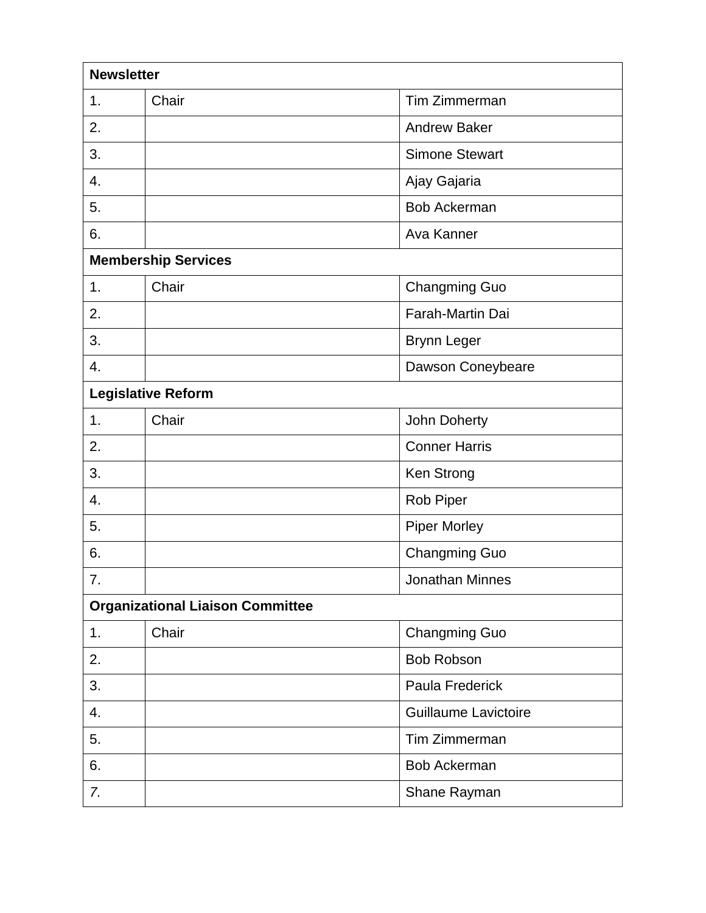| Newsletter | | |
|---|---|---|
| 1. | Chair | Tim Zimmerman |
| 2. | | Andrew Baker |
| 3. | | Simone Stewart |
| 4. | | Ajay Gajaria |
| 5. | | Bob Ackerman |
| 6. | | Ava Kanner |
| **Membership Services** | | |
| 1. | Chair | Changming Guo |
| 2. | | Farah-Martin Dai |
| 3. | | Brynn Leger |
| 4. | | Dawson Coneybeare |
| **Legislative Reform** | | |
| 1. | Chair | John Doherty |
| 2. | | Conner Harris |
| 3. | | Ken Strong |
| 4. | | Rob Piper |
| 5. | | Piper Morley |
| 6. | | Changming Guo |
| 7. | | Jonathan Minnes |
| **Organizational Liaison Committee** | | |
| 1. | Chair | Changming Guo |
| 2. | | Bob Robson |
| 3. | | Paula Frederick |
| 4. | | Guillaume Lavictoire |
| 5. | | Tim Zimmerman |
| 6. | | Bob Ackerman |
| *7.* | | Shane Rayman |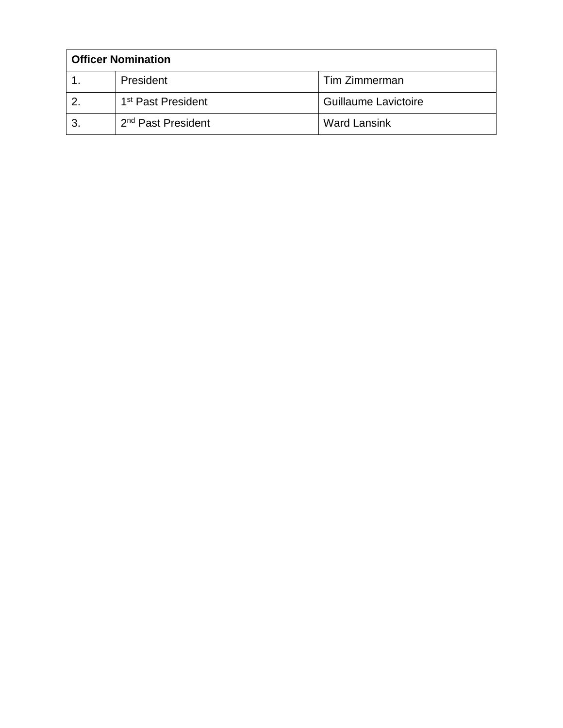| Officer Nomination | | |
|---|---|---|
| 1. | President | Tim Zimmerman |
| 2. | 1st Past President | Guillaume Lavictoire |
| 3. | 2nd Past President | Ward Lansink |